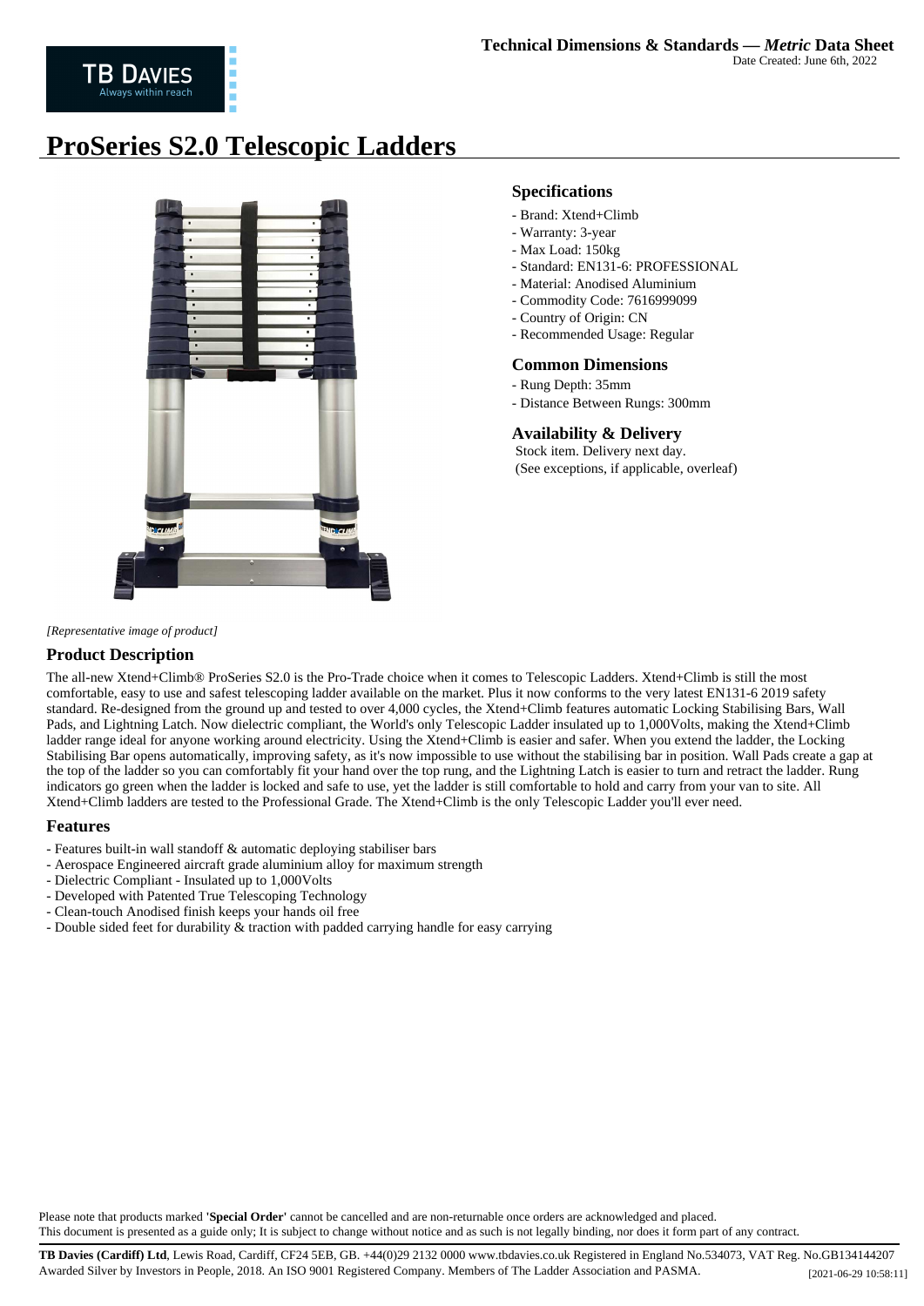**Technical Dimensions & Standards — *Metric* Data Sheet**
Date Created: June 6th, 2022

# ProSeries S2.0 Telescopic Ladders

*[Representative image of product]*

## Specifications

- Brand: Xtend+Climb
- Warranty: 3-year
- Max Load: 150kg
- Standard: EN131-6: PROFESSIONAL
- Material: Anodised Aluminium
- Commodity Code: 7616999099
- Country of Origin: CN
- Recommended Usage: Regular

## Common Dimensions

- Rung Depth: 35mm
- Distance Between Rungs: 300mm

## Availability & Delivery

Stock item. Delivery next day.
(See exceptions, if applicable, overleaf)

## Product Description

The all-new Xtend+Climb® ProSeries S2.0 is the Pro-Trade choice when it comes to Telescopic Ladders. Xtend+Climb is still the most comfortable, easy to use and safest telescoping ladder available on the market. Plus it now conforms to the very latest EN131-6 2019 safety standard. Re-designed from the ground up and tested to over 4,000 cycles, the Xtend+Climb features automatic Locking Stabilising Bars, Wall Pads, and Lightning Latch. Now dielectric compliant, the World's only Telescopic Ladder insulated up to 1,000Volts, making the Xtend+Climb ladder range ideal for anyone working around electricity. Using the Xtend+Climb is easier and safer. When you extend the ladder, the Locking Stabilising Bar opens automatically, improving safety, as it's now impossible to use without the stabilising bar in position. Wall Pads create a gap at the top of the ladder so you can comfortably fit your hand over the top rung, and the Lightning Latch is easier to turn and retract the ladder. Rung indicators go green when the ladder is locked and safe to use, yet the ladder is still comfortable to hold and carry from your van to site. All Xtend+Climb ladders are tested to the Professional Grade. The Xtend+Climb is the only Telescopic Ladder you'll ever need.

## Features

- Features built-in wall standoff & automatic deploying stabiliser bars
- Aerospace Engineered aircraft grade aluminium alloy for maximum strength
- Dielectric Compliant - Insulated up to 1,000Volts
- Developed with Patented True Telescoping Technology
- Clean-touch Anodised finish keeps your hands oil free
- Double sided feet for durability & traction with padded carrying handle for easy carrying

Please note that products marked **'Special Order'** cannot be cancelled and are non-returnable once orders are acknowledged and placed.
This document is presented as a guide only; It is subject to change without notice and as such is not legally binding, nor does it form part of any contract.

**TB Davies (Cardiff) Ltd**, Lewis Road, Cardiff, CF24 5EB, GB. +44(0)29 2132 0000 www.tbdavies.co.uk Registered in England No.534073, VAT Reg. No.GB134144207
Awarded Silver by Investors in People, 2018. An ISO 9001 Registered Company. Members of The Ladder Association and PASMA. [2021-06-29 10:58:11]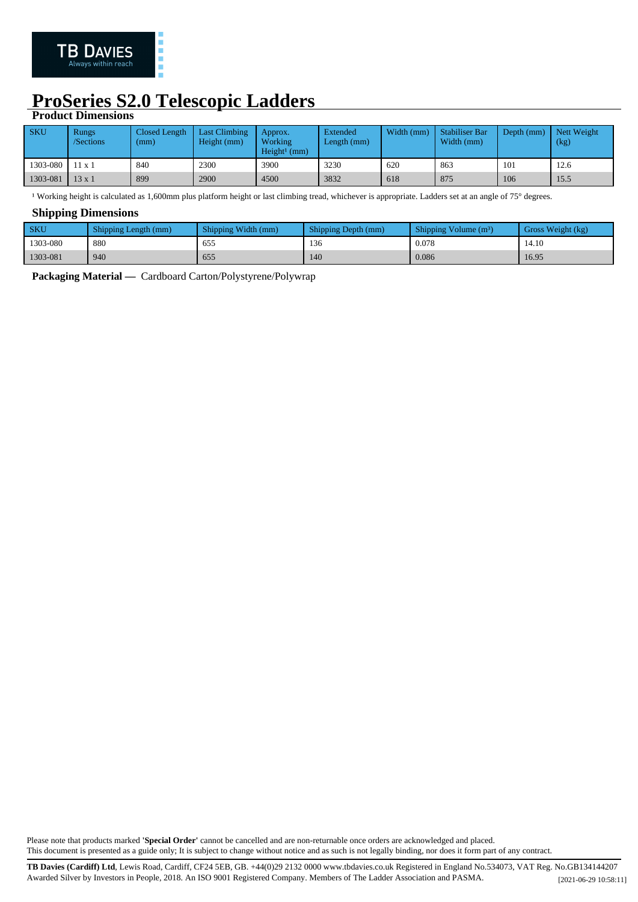TB DAVIES
Always within reach

# ProSeries S2.0 Telescopic Ladders

## Product Dimensions

| SKU | Rungs /Sections | Closed Length (mm) | Last Climbing Height (mm) | Approx. Working Height[1] (mm) | Extended Length (mm) | Width (mm) | Stabiliser Bar Width (mm) | Depth (mm) | Nett Weight (kg) |
|---|---|---|---|---|---|---|---|---|---|
| 1303-080 | 11 x 1 | 840 | 2300 | 3900 | 3230 | 620 | 863 | 101 | 12.6 |
| 1303-081 | 13 x 1 | 899 | 2900 | 4500 | 3832 | 618 | 875 | 106 | 15.5 |

[1] Working height is calculated as 1,600mm plus platform height or last climbing tread, whichever is appropriate. Ladders set at an angle of 75° degrees.

## Shipping Dimensions

| SKU | Shipping Length (mm) | Shipping Width (mm) | Shipping Depth (mm) | Shipping Volume ($m^3$) | Gross Weight (kg) |
|---|---|---|---|---|---|
| 1303-080 | 880 | 655 | 136 | 0.078 | 14.10 |
| 1303-081 | 940 | 655 | 140 | 0.086 | 16.95 |

**Packaging Material —** Cardboard Carton/Polystyrene/Polywrap

Please note that products marked **'Special Order'** cannot be cancelled and are non-returnable once orders are acknowledged and placed.
This document is presented as a guide only; It is subject to change without notice and as such is not legally binding, nor does it form part of any contract.

**TB Davies (Cardiff) Ltd**, Lewis Road, Cardiff, CF24 5EB, GB. +44(0)29 2132 0000 www.tbdavies.co.uk Registered in England No.534073, VAT Reg. No.GB134144207
Awarded Silver by Investors in People, 2018. An ISO 9001 Registered Company. Members of The Ladder Association and PASMA.

[2021-06-29 10:58:11]